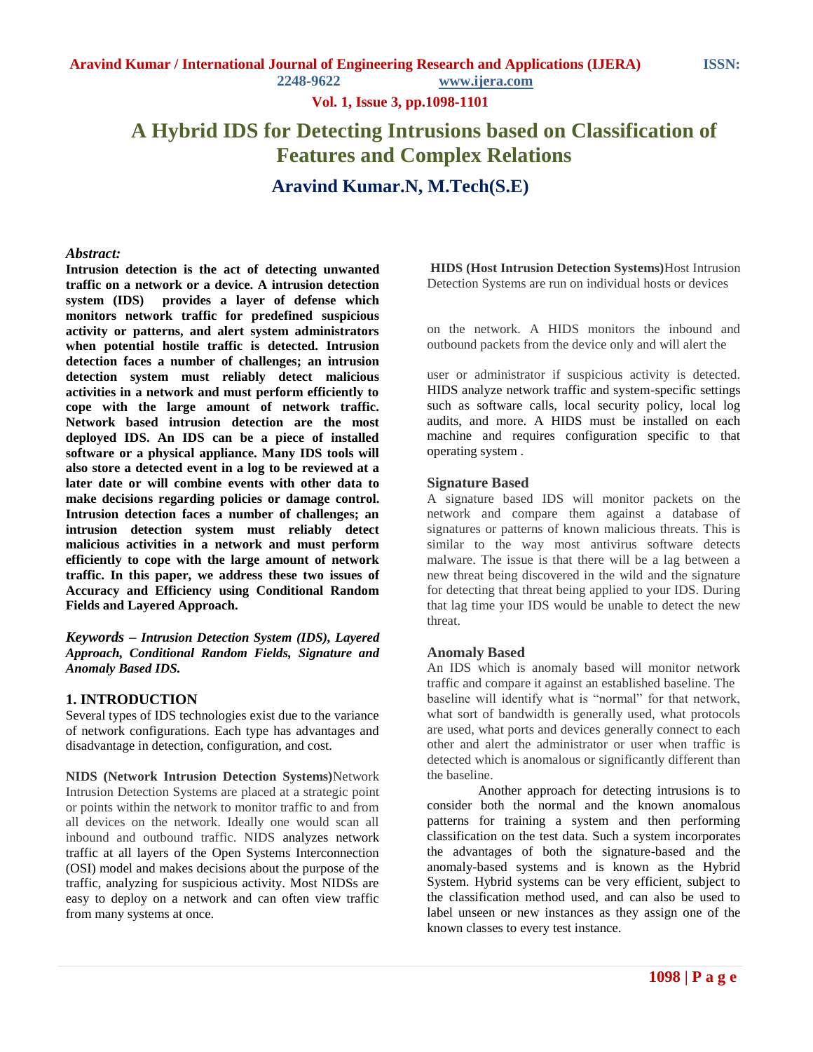# A Hybrid IDS for Detecting Intrusions based on Classification of Features and Complex Relations

## Aravind Kumar.N, M.Tech(S.E)

***Abstract:***

**Intrusion detection is the act of detecting unwanted traffic on a network or a device. A intrusion detection system (IDS) provides a layer of defense which monitors network traffic for predefined suspicious activity or patterns, and alert system administrators when potential hostile traffic is detected. Intrusion detection faces a number of challenges; an intrusion detection system must reliably detect malicious activities in a network and must perform efficiently to cope with the large amount of network traffic. Network based intrusion detection are the most deployed IDS. An IDS can be a piece of installed software or a physical appliance. Many IDS tools will also store a detected event in a log to be reviewed at a later date or will combine events with other data to make decisions regarding policies or damage control. Intrusion detection faces a number of challenges; an intrusion detection system must reliably detect malicious activities in a network and must perform efficiently to cope with the large amount of network traffic. In this paper, we address these two issues of Accuracy and Efficiency using Conditional Random Fields and Layered Approach.**

***Keywords – Intrusion Detection System (IDS), Layered Approach, Conditional Random Fields, Signature and Anomaly Based IDS.***

## 1. INTRODUCTION

Several types of IDS technologies exist due to the variance of network configurations. Each type has advantages and disadvantage in detection, configuration, and cost.

**NIDS (Network Intrusion Detection Systems)**Network Intrusion Detection Systems are placed at a strategic point or points within the network to monitor traffic to and from all devices on the network. Ideally one would scan all inbound and outbound traffic. NIDS analyzes network traffic at all layers of the Open Systems Interconnection (OSI) model and makes decisions about the purpose of the traffic, analyzing for suspicious activity. Most NIDSs are easy to deploy on a network and can often view traffic from many systems at once.

**HIDS (Host Intrusion Detection Systems)**Host Intrusion Detection Systems are run on individual hosts or devices on the network. A HIDS monitors the inbound and outbound packets from the device only and will alert the user or administrator if suspicious activity is detected. HIDS analyze network traffic and system-specific settings such as software calls, local security policy, local log audits, and more. A HIDS must be installed on each machine and requires configuration specific to that operating system .

### Signature Based

A signature based IDS will monitor packets on the network and compare them against a database of signatures or patterns of known malicious threats. This is similar to the way most antivirus software detects malware. The issue is that there will be a lag between a new threat being discovered in the wild and the signature for detecting that threat being applied to your IDS. During that lag time your IDS would be unable to detect the new threat.

### Anomaly Based

An IDS which is anomaly based will monitor network traffic and compare it against an established baseline. The baseline will identify what is "normal" for that network, what sort of bandwidth is generally used, what protocols are used, what ports and devices generally connect to each other and alert the administrator or user when traffic is detected which is anomalous or significantly different than the baseline.

Another approach for detecting intrusions is to consider both the normal and the known anomalous patterns for training a system and then performing classification on the test data. Such a system incorporates the advantages of both the signature-based and the anomaly-based systems and is known as the Hybrid System. Hybrid systems can be very efficient, subject to the classification method used, and can also be used to label unseen or new instances as they assign one of the known classes to every test instance.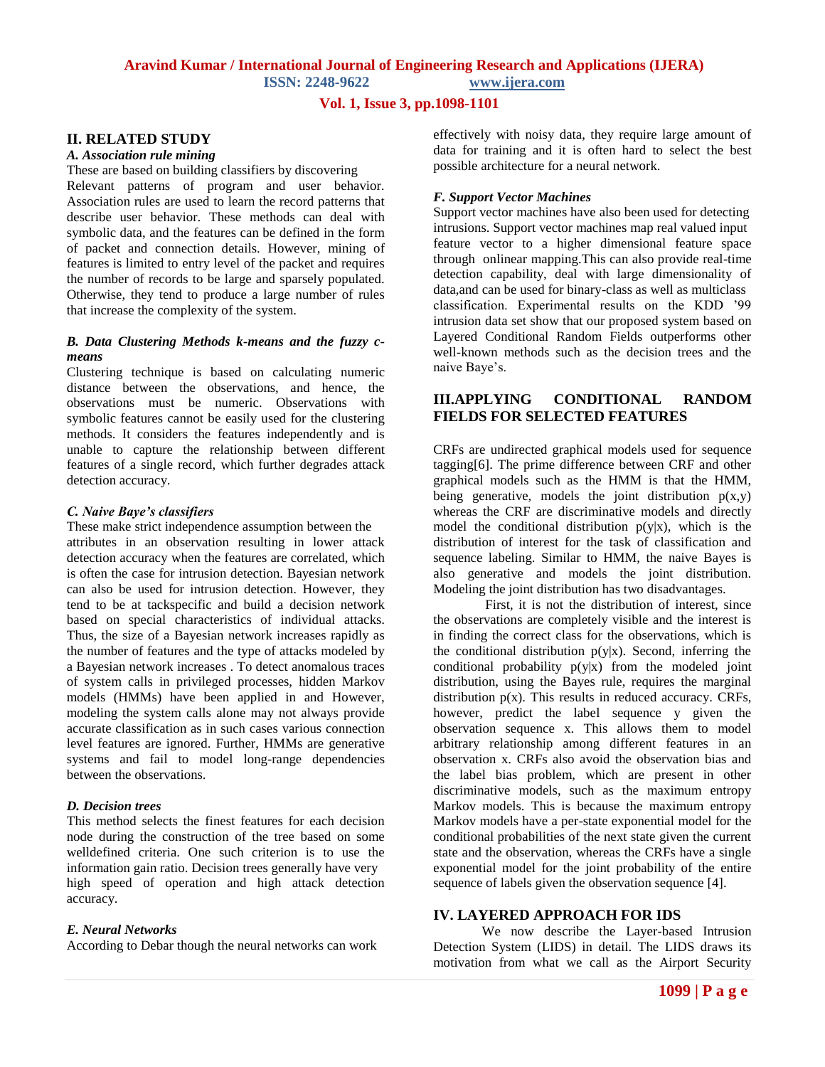## II. RELATED STUDY

### *A. Association rule mining*

These are based on building classifiers by discovering Relevant patterns of program and user behavior. Association rules are used to learn the record patterns that describe user behavior. These methods can deal with symbolic data, and the features can be defined in the form of packet and connection details. However, mining of features is limited to entry level of the packet and requires the number of records to be large and sparsely populated. Otherwise, they tend to produce a large number of rules that increase the complexity of the system.

### *B. Data Clustering Methods k-means and the fuzzy c-means*

Clustering technique is based on calculating numeric distance between the observations, and hence, the observations must be numeric. Observations with symbolic features cannot be easily used for the clustering methods. It considers the features independently and is unable to capture the relationship between different features of a single record, which further degrades attack detection accuracy.

### *C. Naive Baye's classifiers*

These make strict independence assumption between the attributes in an observation resulting in lower attack detection accuracy when the features are correlated, which is often the case for intrusion detection. Bayesian network can also be used for intrusion detection. However, they tend to be at tackspecific and build a decision network based on special characteristics of individual attacks. Thus, the size of a Bayesian network increases rapidly as the number of features and the type of attacks modeled by a Bayesian network increases . To detect anomalous traces of system calls in privileged processes, hidden Markov models (HMMs) have been applied in and However, modeling the system calls alone may not always provide accurate classification as in such cases various connection level features are ignored. Further, HMMs are generative systems and fail to model long-range dependencies between the observations.

### *D. Decision trees*

This method selects the finest features for each decision node during the construction of the tree based on some welldefined criteria. One such criterion is to use the information gain ratio. Decision trees generally have very high speed of operation and high attack detection accuracy.

### *E. Neural Networks*

According to Debar though the neural networks can work effectively with noisy data, they require large amount of data for training and it is often hard to select the best possible architecture for a neural network.

### *F. Support Vector Machines*

Support vector machines have also been used for detecting intrusions. Support vector machines map real valued input feature vector to a higher dimensional feature space through onlinear mapping.This can also provide real-time detection capability, deal with large dimensionality of data,and can be used for binary-class as well as multiclass classification. Experimental results on the KDD '99 intrusion data set show that our proposed system based on Layered Conditional Random Fields outperforms other well-known methods such as the decision trees and the naive Baye's.

## III.APPLYING CONDITIONAL RANDOM FIELDS FOR SELECTED FEATURES

CRFs are undirected graphical models used for sequence tagging[6]. The prime difference between CRF and other graphical models such as the HMM is that the HMM, being generative, models the joint distribution $p(x,y)$ whereas the CRF are discriminative models and directly model the conditional distribution $p(y|x)$, which is the distribution of interest for the task of classification and sequence labeling. Similar to HMM, the naive Bayes is also generative and models the joint distribution. Modeling the joint distribution has two disadvantages.

First, it is not the distribution of interest, since the observations are completely visible and the interest is in finding the correct class for the observations, which is the conditional distribution $p(y|x)$. Second, inferring the conditional probability $p(y|x)$ from the modeled joint distribution, using the Bayes rule, requires the marginal distribution $p(x)$. This results in reduced accuracy. CRFs, however, predict the label sequence y given the observation sequence x. This allows them to model arbitrary relationship among different features in an observation x. CRFs also avoid the observation bias and the label bias problem, which are present in other discriminative models, such as the maximum entropy Markov models. This is because the maximum entropy Markov models have a per-state exponential model for the conditional probabilities of the next state given the current state and the observation, whereas the CRFs have a single exponential model for the joint probability of the entire sequence of labels given the observation sequence [4].

## IV. LAYERED APPROACH FOR IDS

We now describe the Layer-based Intrusion Detection System (LIDS) in detail. The LIDS draws its motivation from what we call as the Airport Security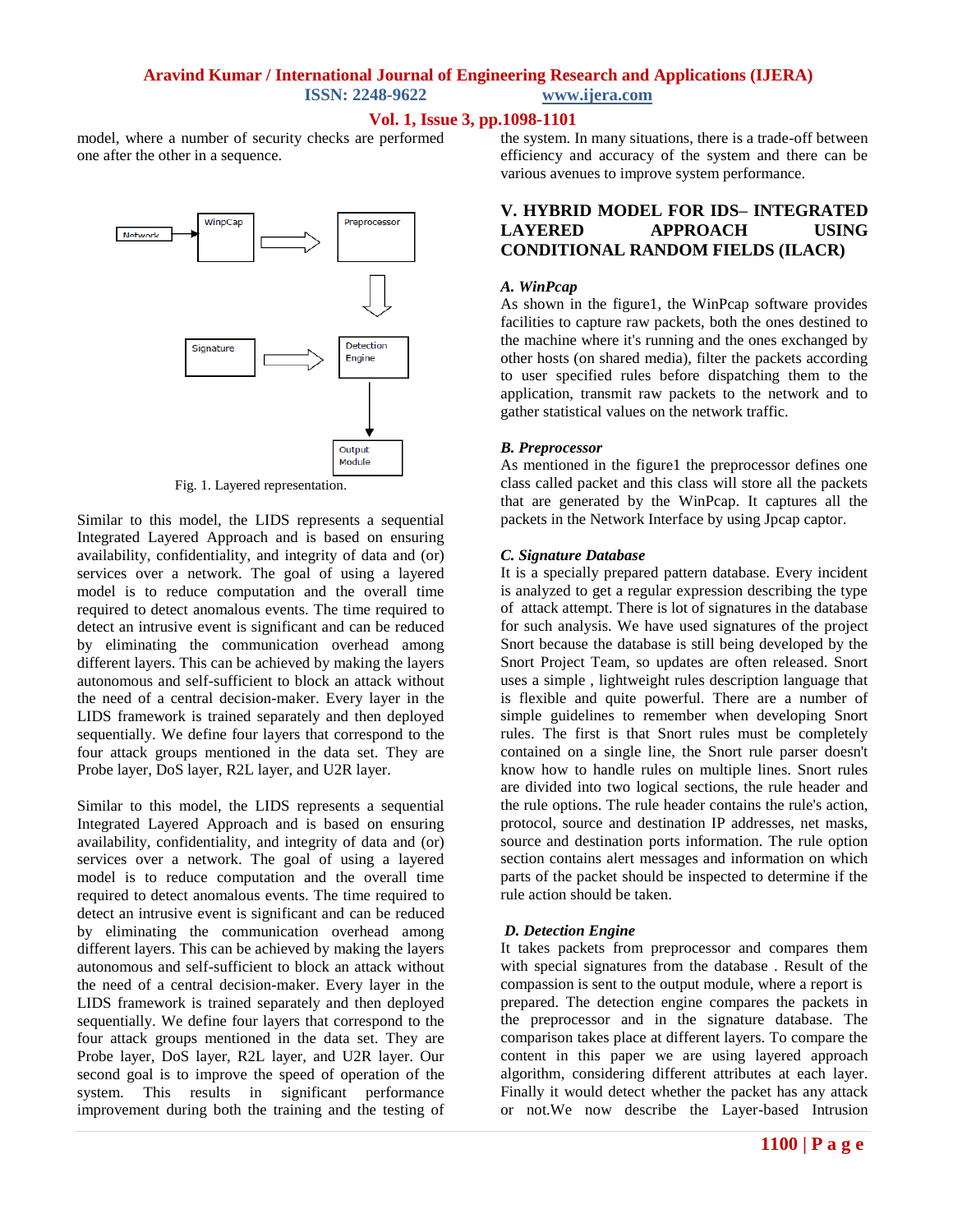model, where a number of security checks are performed one after the other in a sequence.

Fig. 1. Layered representation.

Similar to this model, the LIDS represents a sequential Integrated Layered Approach and is based on ensuring availability, confidentiality, and integrity of data and (or) services over a network. The goal of using a layered model is to reduce computation and the overall time required to detect anomalous events. The time required to detect an intrusive event is significant and can be reduced by eliminating the communication overhead among different layers. This can be achieved by making the layers autonomous and self-sufficient to block an attack without the need of a central decision-maker. Every layer in the LIDS framework is trained separately and then deployed sequentially. We define four layers that correspond to the four attack groups mentioned in the data set. They are Probe layer, DoS layer, R2L layer, and U2R layer.

Similar to this model, the LIDS represents a sequential Integrated Layered Approach and is based on ensuring availability, confidentiality, and integrity of data and (or) services over a network. The goal of using a layered model is to reduce computation and the overall time required to detect anomalous events. The time required to detect an intrusive event is significant and can be reduced by eliminating the communication overhead among different layers. This can be achieved by making the layers autonomous and self-sufficient to block an attack without the need of a central decision-maker. Every layer in the LIDS framework is trained separately and then deployed sequentially. We define four layers that correspond to the four attack groups mentioned in the data set. They are Probe layer, DoS layer, R2L layer, and U2R layer. Our second goal is to improve the speed of operation of the system. This results in significant performance improvement during both the training and the testing of the system. In many situations, there is a trade-off between efficiency and accuracy of the system and there can be various avenues to improve system performance.

## V. HYBRID MODEL FOR IDS– INTEGRATED LAYERED APPROACH USING CONDITIONAL RANDOM FIELDS (ILACR)

### *A. WinPcap*

As shown in the figure1, the WinPcap software provides facilities to capture raw packets, both the ones destined to the machine where it's running and the ones exchanged by other hosts (on shared media), filter the packets according to user specified rules before dispatching them to the application, transmit raw packets to the network and to gather statistical values on the network traffic.

### *B. Preprocessor*

As mentioned in the figure1 the preprocessor defines one class called packet and this class will store all the packets that are generated by the WinPcap. It captures all the packets in the Network Interface by using Jpcap captor.

### *C. Signature Database*

It is a specially prepared pattern database. Every incident is analyzed to get a regular expression describing the type of attack attempt. There is lot of signatures in the database for such analysis. We have used signatures of the project Snort because the database is still being developed by the Snort Project Team, so updates are often released. Snort uses a simple , lightweight rules description language that is flexible and quite powerful. There are a number of simple guidelines to remember when developing Snort rules. The first is that Snort rules must be completely contained on a single line, the Snort rule parser doesn't know how to handle rules on multiple lines. Snort rules are divided into two logical sections, the rule header and the rule options. The rule header contains the rule's action, protocol, source and destination IP addresses, net masks, source and destination ports information. The rule option section contains alert messages and information on which parts of the packet should be inspected to determine if the rule action should be taken.

### *D. Detection Engine*

It takes packets from preprocessor and compares them with special signatures from the database . Result of the compassion is sent to the output module, where a report is prepared. The detection engine compares the packets in the preprocessor and in the signature database. The comparison takes place at different layers. To compare the content in this paper we are using layered approach algorithm, considering different attributes at each layer. Finally it would detect whether the packet has any attack or not.We now describe the Layer-based Intrusion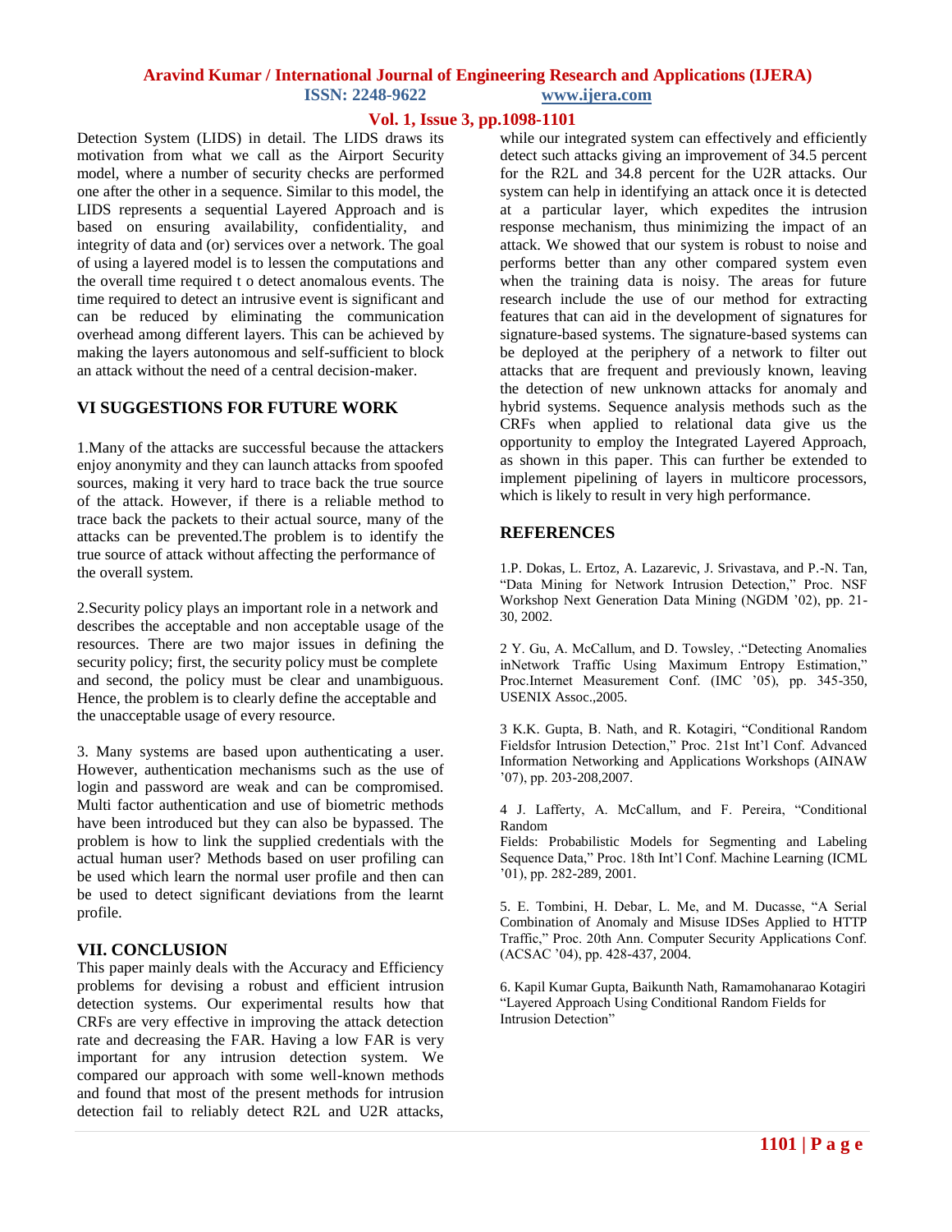Detection System (LIDS) in detail. The LIDS draws its motivation from what we call as the Airport Security model, where a number of security checks are performed one after the other in a sequence. Similar to this model, the LIDS represents a sequential Layered Approach and is based on ensuring availability, confidentiality, and integrity of data and (or) services over a network. The goal of using a layered model is to lessen the computations and the overall time required t o detect anomalous events. The time required to detect an intrusive event is significant and can be reduced by eliminating the communication overhead among different layers. This can be achieved by making the layers autonomous and self-sufficient to block an attack without the need of a central decision-maker.

## VI SUGGESTIONS FOR FUTURE WORK

1.Many of the attacks are successful because the attackers enjoy anonymity and they can launch attacks from spoofed sources, making it very hard to trace back the true source of the attack. However, if there is a reliable method to trace back the packets to their actual source, many of the attacks can be prevented.The problem is to identify the true source of attack without affecting the performance of the overall system.

2.Security policy plays an important role in a network and describes the acceptable and non acceptable usage of the resources. There are two major issues in defining the security policy; first, the security policy must be complete and second, the policy must be clear and unambiguous. Hence, the problem is to clearly define the acceptable and the unacceptable usage of every resource.

3. Many systems are based upon authenticating a user. However, authentication mechanisms such as the use of login and password are weak and can be compromised. Multi factor authentication and use of biometric methods have been introduced but they can also be bypassed. The problem is how to link the supplied credentials with the actual human user? Methods based on user profiling can be used which learn the normal user profile and then can be used to detect significant deviations from the learnt profile.

## VII. CONCLUSION

This paper mainly deals with the Accuracy and Efficiency problems for devising a robust and efficient intrusion detection systems. Our experimental results how that CRFs are very effective in improving the attack detection rate and decreasing the FAR. Having a low FAR is very important for any intrusion detection system. We compared our approach with some well-known methods and found that most of the present methods for intrusion detection fail to reliably detect R2L and U2R attacks, while our integrated system can effectively and efficiently detect such attacks giving an improvement of 34.5 percent for the R2L and 34.8 percent for the U2R attacks. Our system can help in identifying an attack once it is detected at a particular layer, which expedites the intrusion response mechanism, thus minimizing the impact of an attack. We showed that our system is robust to noise and performs better than any other compared system even when the training data is noisy. The areas for future research include the use of our method for extracting features that can aid in the development of signatures for signature-based systems. The signature-based systems can be deployed at the periphery of a network to filter out attacks that are frequent and previously known, leaving the detection of new unknown attacks for anomaly and hybrid systems. Sequence analysis methods such as the CRFs when applied to relational data give us the opportunity to employ the Integrated Layered Approach, as shown in this paper. This can further be extended to implement pipelining of layers in multicore processors, which is likely to result in very high performance.

## REFERENCES

1.P. Dokas, L. Ertoz, A. Lazarevic, J. Srivastava, and P.-N. Tan, "Data Mining for Network Intrusion Detection," Proc. NSF Workshop Next Generation Data Mining (NGDM '02), pp. 21-30, 2002.

2 Y. Gu, A. McCallum, and D. Towsley, ."Detecting Anomalies inNetwork Traffic Using Maximum Entropy Estimation," Proc.Internet Measurement Conf. (IMC '05), pp. 345-350, USENIX Assoc.,2005.

3 K.K. Gupta, B. Nath, and R. Kotagiri, "Conditional Random Fieldsfor Intrusion Detection," Proc. 21st Int'l Conf. Advanced Information Networking and Applications Workshops (AINAW '07), pp. 203-208,2007.

4 J. Lafferty, A. McCallum, and F. Pereira, "Conditional Random
Fields: Probabilistic Models for Segmenting and Labeling Sequence Data," Proc. 18th Int'l Conf. Machine Learning (ICML '01), pp. 282-289, 2001.

5. E. Tombini, H. Debar, L. Me, and M. Ducasse, "A Serial Combination of Anomaly and Misuse IDSes Applied to HTTP Traffic," Proc. 20th Ann. Computer Security Applications Conf. (ACSAC '04), pp. 428-437, 2004.

6. Kapil Kumar Gupta, Baikunth Nath, Ramamohanarao Kotagiri "Layered Approach Using Conditional Random Fields for Intrusion Detection"